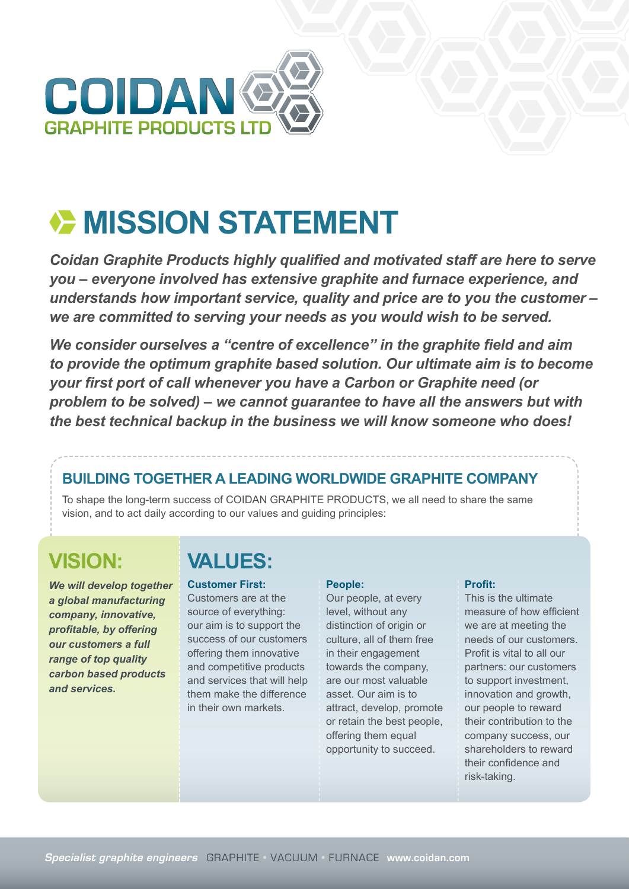# COIDAN
GRAPHITE PRODUCTS LTD

# MISSION STATEMENT

***Coidan Graphite Products highly qualified and motivated staff are here to serve you – everyone involved has extensive graphite and furnace experience, and understands how important service, quality and price are to you the customer – we are committed to serving your needs as you would wish to be served.***

***We consider ourselves a "centre of excellence" in the graphite field and aim to provide the optimum graphite based solution. Our ultimate aim is to become your first port of call whenever you have a Carbon or Graphite need (or problem to be solved) – we cannot guarantee to have all the answers but with the best technical backup in the business we will know someone who does!***

## BUILDING TOGETHER A LEADING WORLDWIDE GRAPHITE COMPANY

To shape the long-term success of COIDAN GRAPHITE PRODUCTS, we all need to share the same vision, and to act daily according to our values and guiding principles:

## VISION:

***We will develop together a global manufacturing company, innovative, profitable, by offering our customers a full range of top quality carbon based products and services.***

## VALUES:

**Customer First:**
Customers are at the source of everything: our aim is to support the success of our customers offering them innovative and competitive products and services that will help them make the difference in their own markets.

**People:**
Our people, at every level, without any distinction of origin or culture, all of them free in their engagement towards the company, are our most valuable asset. Our aim is to attract, develop, promote or retain the best people, offering them equal opportunity to succeed.

**Profit:**
This is the ultimate measure of how efficient we are at meeting the needs of our customers. Profit is vital to all our partners: our customers to support investment, innovation and growth, our people to reward their contribution to the company success, our shareholders to reward their confidence and risk-taking.

*Specialist graphite engineers* GRAPHITE • VACUUM • FURNACE **www.coidan.com**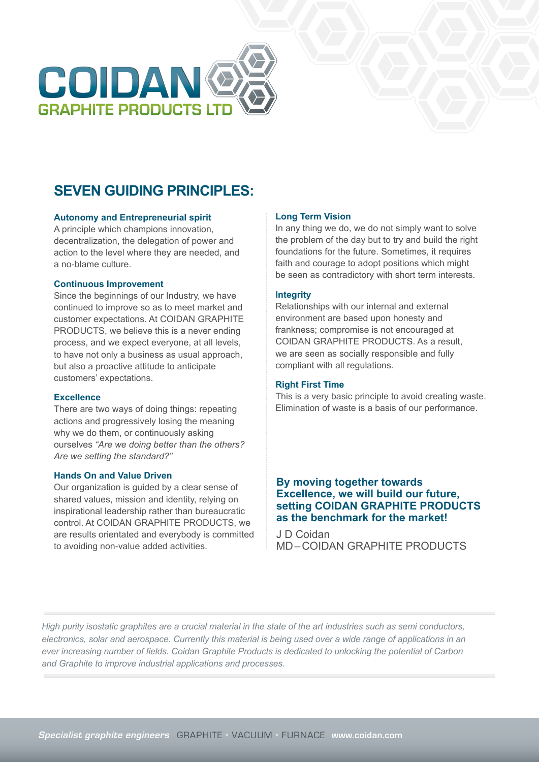# COIDAN GRAPHITE PRODUCTS LTD

## SEVEN GUIDING PRINCIPLES:

### Autonomy and Entrepreneurial spirit

A principle which champions innovation, decentralization, the delegation of power and action to the level where they are needed, and a no-blame culture.

### Continuous Improvement

Since the beginnings of our Industry, we have continued to improve so as to meet market and customer expectations. At COIDAN GRAPHITE PRODUCTS, we believe this is a never ending process, and we expect everyone, at all levels, to have not only a business as usual approach, but also a proactive attitude to anticipate customers' expectations.

### Excellence

There are two ways of doing things: repeating actions and progressively losing the meaning why we do them, or continuously asking ourselves *"Are we doing better than the others? Are we setting the standard?"*

### Hands On and Value Driven

Our organization is guided by a clear sense of shared values, mission and identity, relying on inspirational leadership rather than bureaucratic control. At COIDAN GRAPHITE PRODUCTS, we are results orientated and everybody is committed to avoiding non-value added activities.

### Long Term Vision

In any thing we do, we do not simply want to solve the problem of the day but to try and build the right foundations for the future. Sometimes, it requires faith and courage to adopt positions which might be seen as contradictory with short term interests.

### Integrity

Relationships with our internal and external environment are based upon honesty and frankness; compromise is not encouraged at COIDAN GRAPHITE PRODUCTS. As a result, we are seen as socially responsible and fully compliant with all regulations.

### Right First Time

This is a very basic principle to avoid creating waste. Elimination of waste is a basis of our performance.

**By moving together towards Excellence, we will build our future, setting COIDAN GRAPHITE PRODUCTS as the benchmark for the market!**

J D Coidan
MD – COIDAN GRAPHITE PRODUCTS

*High purity isostatic graphites are a crucial material in the state of the art industries such as semi conductors, electronics, solar and aerospace. Currently this material is being used over a wide range of applications in an ever increasing number of fields. Coidan Graphite Products is dedicated to unlocking the potential of Carbon and Graphite to improve industrial applications and processes.*

***Specialist graphite engineers*** GRAPHITE • VACUUM • FURNACE **www.coidan.com**